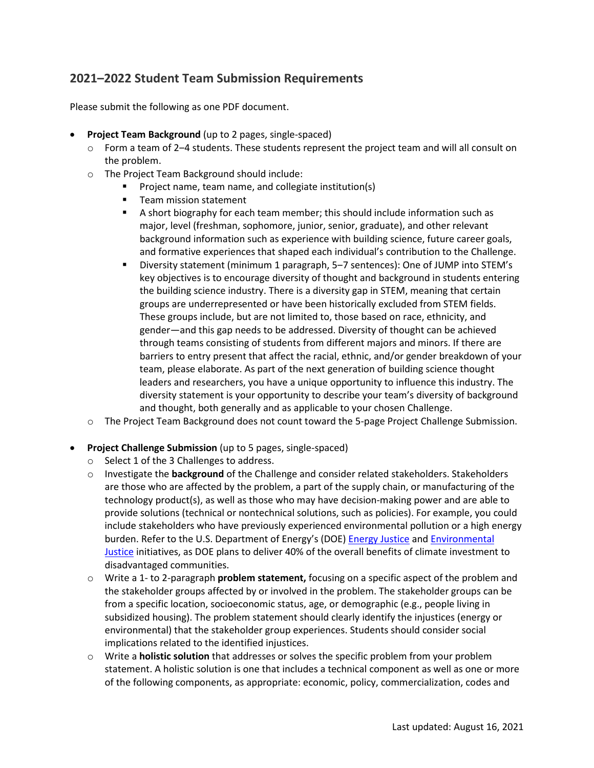## 2021–2022 Student Team Submission Requirements

Please submit the following as one PDF document.

- **Project Team Background** (up to 2 pages, single-spaced)
  - Form a team of 2–4 students. These students represent the project team and will all consult on the problem.
  - The Project Team Background should include:
    - Project name, team name, and collegiate institution(s)
    - Team mission statement
    - A short biography for each team member; this should include information such as major, level (freshman, sophomore, junior, senior, graduate), and other relevant background information such as experience with building science, future career goals, and formative experiences that shaped each individual's contribution to the Challenge.
    - Diversity statement (minimum 1 paragraph, 5–7 sentences): One of JUMP into STEM's key objectives is to encourage diversity of thought and background in students entering the building science industry. There is a diversity gap in STEM, meaning that certain groups are underrepresented or have been historically excluded from STEM fields. These groups include, but are not limited to, those based on race, ethnicity, and gender—and this gap needs to be addressed. Diversity of thought can be achieved through teams consisting of students from different majors and minors. If there are barriers to entry present that affect the racial, ethnic, and/or gender breakdown of your team, please elaborate. As part of the next generation of building science thought leaders and researchers, you have a unique opportunity to influence this industry. The diversity statement is your opportunity to describe your team's diversity of background and thought, both generally and as applicable to your chosen Challenge.
  - The Project Team Background does not count toward the 5-page Project Challenge Submission.

- **Project Challenge Submission** (up to 5 pages, single-spaced)
  - Select 1 of the 3 Challenges to address.
  - Investigate the **background** of the Challenge and consider related stakeholders. Stakeholders are those who are affected by the problem, a part of the supply chain, or manufacturing of the technology product(s), as well as those who may have decision-making power and are able to provide solutions (technical or nontechnical solutions, such as policies). For example, you could include stakeholders who have previously experienced environmental pollution or a high energy burden. Refer to the U.S. Department of Energy's (DOE) Energy Justice and Environmental Justice initiatives, as DOE plans to deliver 40% of the overall benefits of climate investment to disadvantaged communities.
  - Write a 1- to 2-paragraph **problem statement,** focusing on a specific aspect of the problem and the stakeholder groups affected by or involved in the problem. The stakeholder groups can be from a specific location, socioeconomic status, age, or demographic (e.g., people living in subsidized housing). The problem statement should clearly identify the injustices (energy or environmental) that the stakeholder group experiences. Students should consider social implications related to the identified injustices.
  - Write a **holistic solution** that addresses or solves the specific problem from your problem statement. A holistic solution is one that includes a technical component as well as one or more of the following components, as appropriate: economic, policy, commercialization, codes and

Last updated: August 16, 2021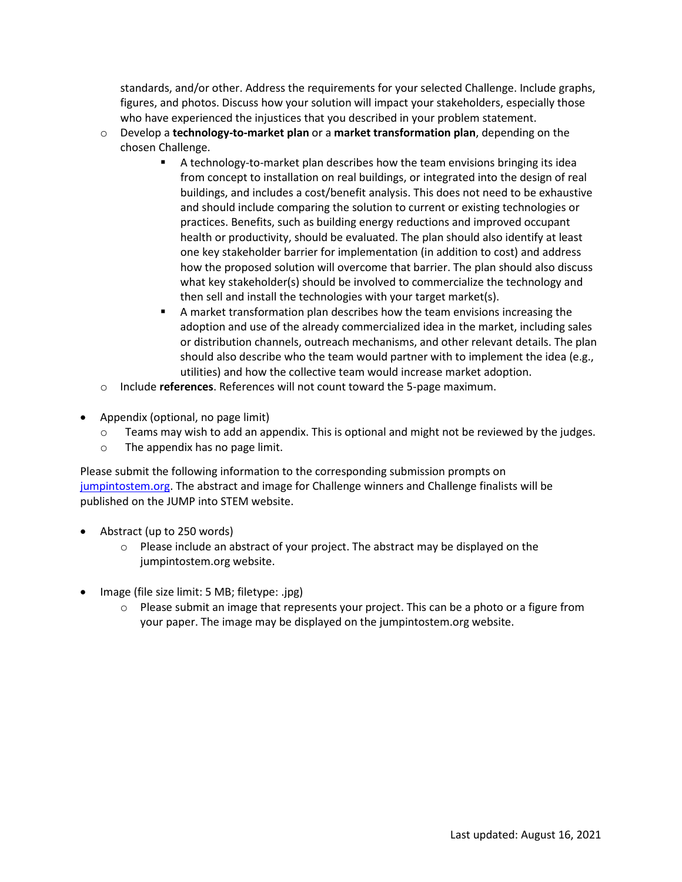standards, and/or other. Address the requirements for your selected Challenge. Include graphs, figures, and photos. Discuss how your solution will impact your stakeholders, especially those who have experienced the injustices that you described in your problem statement.

  - Develop a **technology-to-market plan** or a **market transformation plan**, depending on the chosen Challenge.
    - A technology-to-market plan describes how the team envisions bringing its idea from concept to installation on real buildings, or integrated into the design of real buildings, and includes a cost/benefit analysis. This does not need to be exhaustive and should include comparing the solution to current or existing technologies or practices. Benefits, such as building energy reductions and improved occupant health or productivity, should be evaluated. The plan should also identify at least one key stakeholder barrier for implementation (in addition to cost) and address how the proposed solution will overcome that barrier. The plan should also discuss what key stakeholder(s) should be involved to commercialize the technology and then sell and install the technologies with your target market(s).
    - A market transformation plan describes how the team envisions increasing the adoption and use of the already commercialized idea in the market, including sales or distribution channels, outreach mechanisms, and other relevant details. The plan should also describe who the team would partner with to implement the idea (e.g., utilities) and how the collective team would increase market adoption.
  - Include **references**. References will not count toward the 5-page maximum.

- Appendix (optional, no page limit)
  - Teams may wish to add an appendix. This is optional and might not be reviewed by the judges.
  - The appendix has no page limit.

Please submit the following information to the corresponding submission prompts on [jumpintostem.org](jumpintostem.org). The abstract and image for Challenge winners and Challenge finalists will be published on the JUMP into STEM website.

- Abstract (up to 250 words)
  - Please include an abstract of your project. The abstract may be displayed on the jumpintostem.org website.

- Image (file size limit: 5 MB; filetype: .jpg)
  - Please submit an image that represents your project. This can be a photo or a figure from your paper. The image may be displayed on the jumpintostem.org website.

Last updated: August 16, 2021